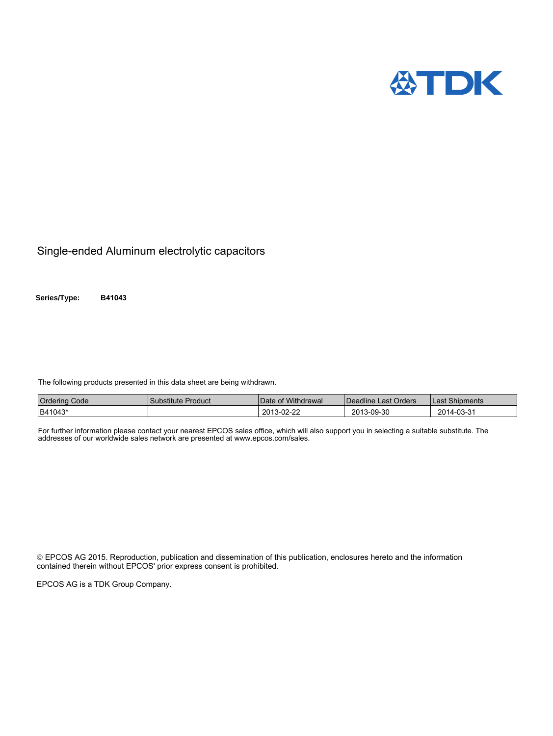TDK

# Single-ended Aluminum electrolytic capacitors

**Series/Type:** **B41043**

The following products presented in this data sheet are being withdrawn.

| Ordering Code | Substitute Product | Date of Withdrawal | Deadline Last Orders | Last Shipments |
|---|---|---|---|---|
| B41043* | | 2013-02-22 | 2013-09-30 | 2014-03-31 |

For further information please contact your nearest EPCOS sales office, which will also support you in selecting a suitable substitute. The addresses of our worldwide sales network are presented at www.epcos.com/sales.

© EPCOS AG 2015. Reproduction, publication and dissemination of this publication, enclosures hereto and the information contained therein without EPCOS' prior express consent is prohibited.

EPCOS AG is a TDK Group Company.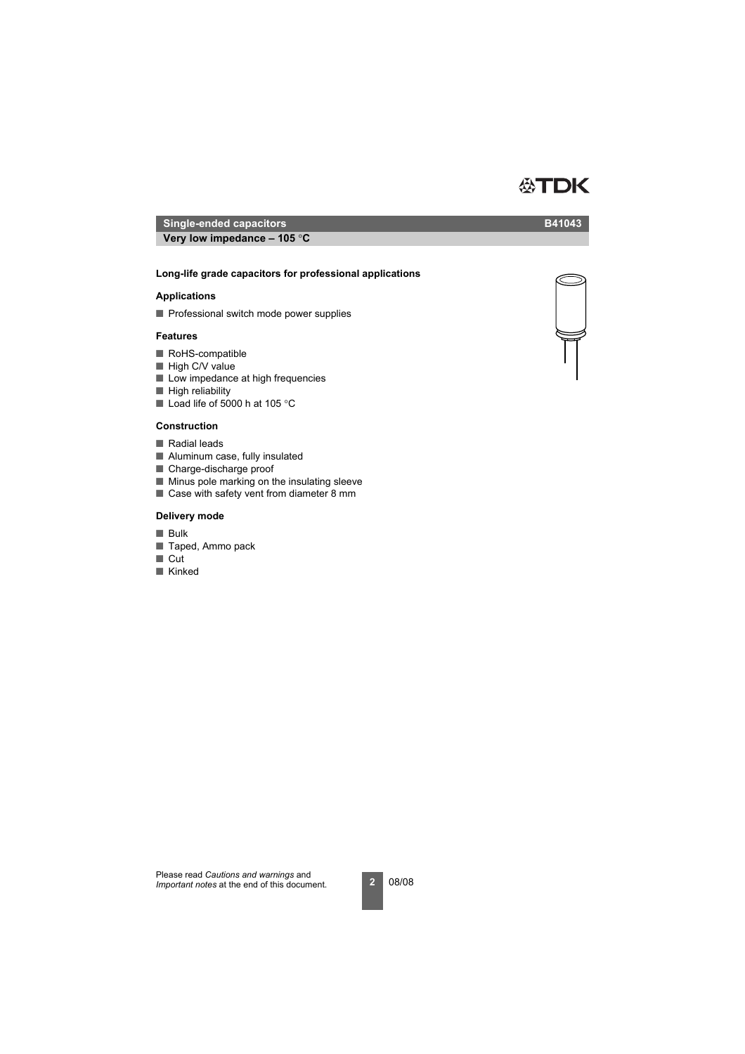## Single-ended capacitors B41043

### Very low impedance – 105 °C

**Long-life grade capacitors for professional applications**

### Applications

- Professional switch mode power supplies

### Features

- RoHS-compatible
- High C/V value
- Low impedance at high frequencies
- High reliability
- Load life of 5000 h at 105 °C

### Construction

- Radial leads
- Aluminum case, fully insulated
- Charge-discharge proof
- Minus pole marking on the insulating sleeve
- Case with safety vent from diameter 8 mm

### Delivery mode

- Bulk
- Taped, Ammo pack
- Cut
- Kinked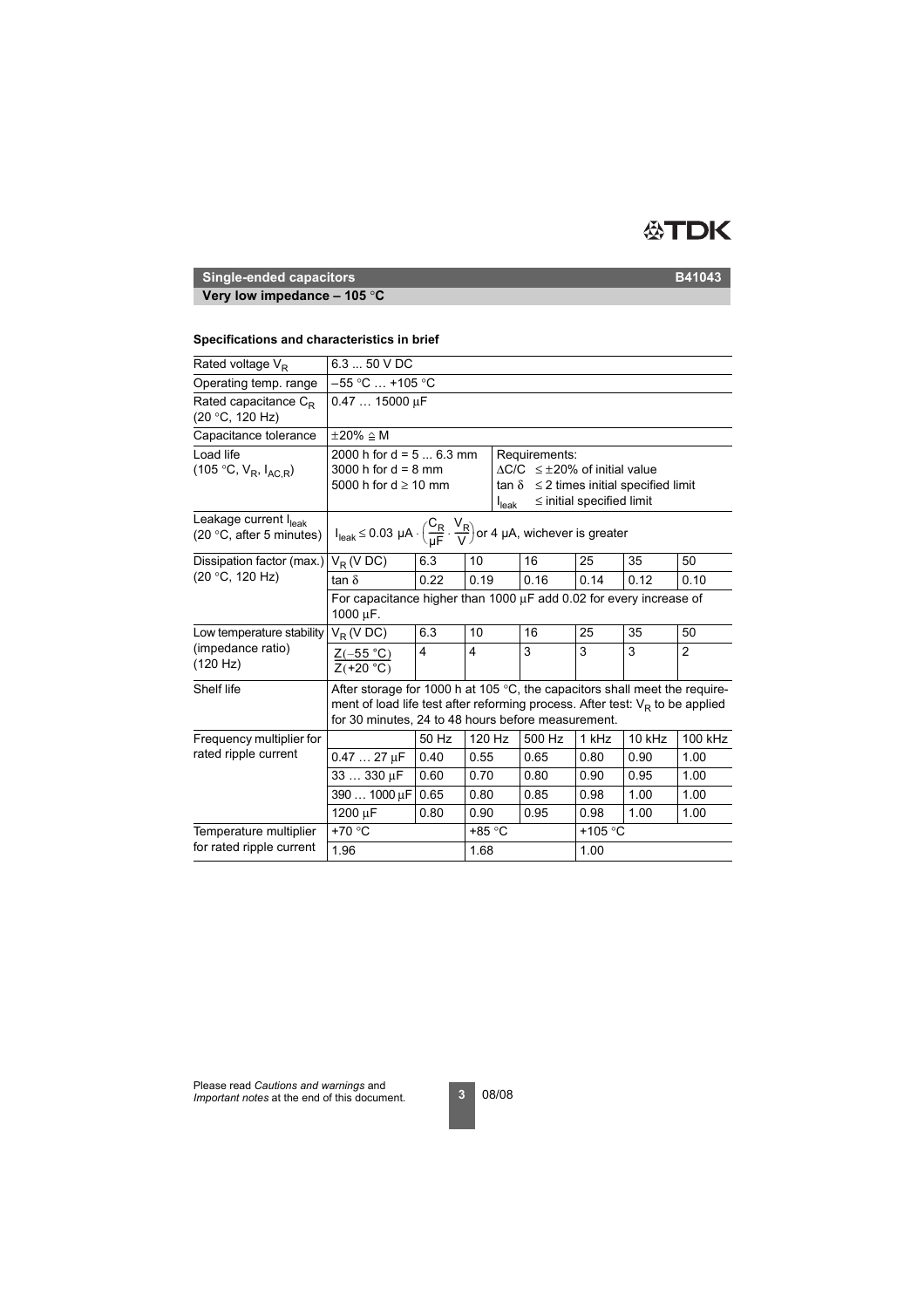**Single-ended capacitors** **B41043**

**Very low impedance – 105 °C**

### Specifications and characteristics in brief

| Rated voltage $V_R$ | 6.3 ... 50 V DC | | | | | | |
|---|---|---|---|---|---|---|---|
| Operating temp. range | –55 °C … +105 °C | | | | | | |
| Rated capacitance $C_R$ (20 °C, 120 Hz) | 0.47 … 15000 µF | | | | | | |
| Capacitance tolerance | ±20% ≙ M | | | | | | |
| Load life ($105\ °C, V_R, I_{AC,R}$) | 2000 h for d = 5 ... 6.3 mm<br>3000 h for d = 8 mm<br>5000 h for d ≥ 10 mm | | | Requirements:<br>$\Delta C/C$ ≤ ±20% of initial value<br>tan δ ≤ 2 times initial specified limit<br>$I_{leak}$ ≤ initial specified limit | | | |
| Leakage current $I_{leak}$ (20 °C, after 5 minutes) | $I_{leak} \leq 0.03\ \mu A \cdot \left(\frac{C_R}{\mu F} \cdot \frac{V_R}{V}\right)$ or 4 µA, wichever is greater | | | | | | |
| Dissipation factor (max.) (20 °C, 120 Hz) | $V_R$ (V DC) | 6.3 | 10 | 16 | 25 | 35 | 50 |
| | tan δ | 0.22 | 0.19 | 0.16 | 0.14 | 0.12 | 0.10 |
| | For capacitance higher than 1000 µF add 0.02 for every increase of 1000 µF. | | | | | | |
| Low temperature stability (impedance ratio) (120 Hz) | $V_R$ (V DC) | 6.3 | 10 | 16 | 25 | 35 | 50 |
| | $\frac{Z(-55\ °C)}{Z(+20\ °C)}$ | 4 | 4 | 3 | 3 | 3 | 2 |
| Shelf life | After storage for 1000 h at 105 °C, the capacitors shall meet the requirement of load life test after reforming process. After test: $V_R$ to be applied for 30 minutes, 24 to 48 hours before measurement. | | | | | | |
| Frequency multiplier for rated ripple current | | 50 Hz | 120 Hz | 500 Hz | 1 kHz | 10 kHz | 100 kHz |
| | 0.47 … 27 µF | 0.40 | 0.55 | 0.65 | 0.80 | 0.90 | 1.00 |
| | 33 … 330 µF | 0.60 | 0.70 | 0.80 | 0.90 | 0.95 | 1.00 |
| | 390 … 1000 µF | 0.65 | 0.80 | 0.85 | 0.98 | 1.00 | 1.00 |
| | 1200 µF | 0.80 | 0.90 | 0.95 | 0.98 | 1.00 | 1.00 |
| Temperature multiplier for rated ripple current | +70 °C | | +85 °C | | +105 °C | | |
| | 1.96 | | 1.68 | | 1.00 | | |

Please read *Cautions and warnings* and *Important notes* at the end of this document.

08/08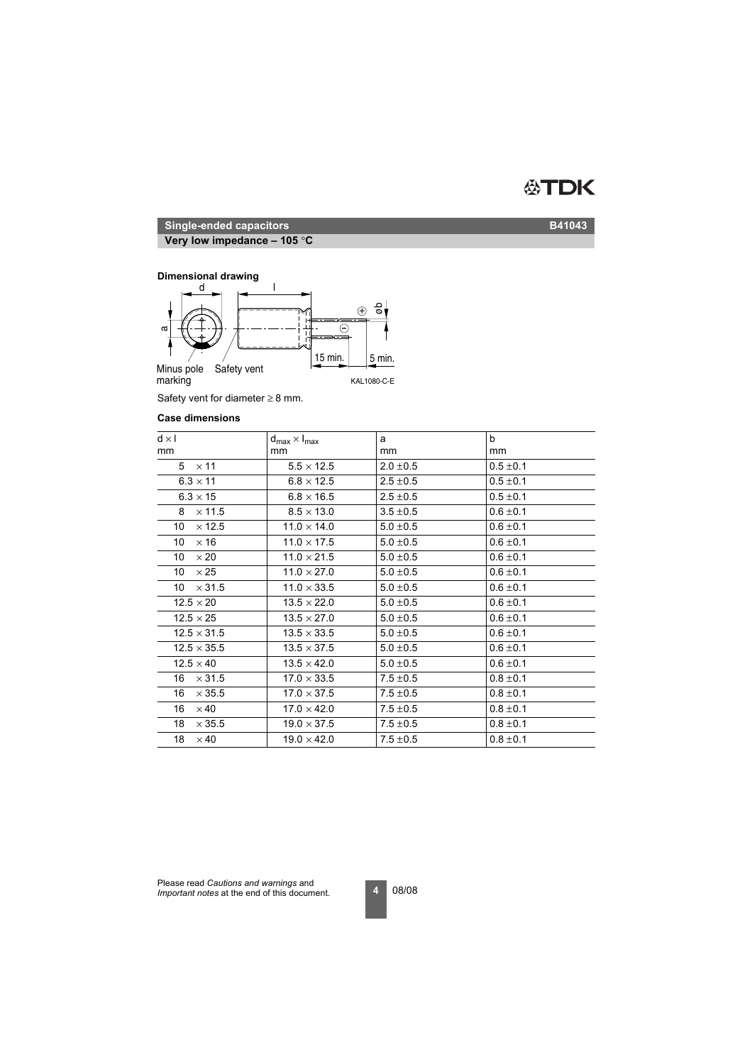## Single-ended capacitors

**B41043**

**Very low impedance – 105 °C**

### Dimensional drawing

Safety vent for diameter ≥ 8 mm.

### Case dimensions

| d × l<br>mm | $d_{max}$ × $l_{max}$<br>mm | a<br>mm | b<br>mm |
|---|---|---|---|
| 5 × 11 | 5.5 × 12.5 | 2.0 ±0.5 | 0.5 ±0.1 |
| 6.3 × 11 | 6.8 × 12.5 | 2.5 ±0.5 | 0.5 ±0.1 |
| 6.3 × 15 | 6.8 × 16.5 | 2.5 ±0.5 | 0.5 ±0.1 |
| 8 × 11.5 | 8.5 × 13.0 | 3.5 ±0.5 | 0.6 ±0.1 |
| 10 × 12.5 | 11.0 × 14.0 | 5.0 ±0.5 | 0.6 ±0.1 |
| 10 × 16 | 11.0 × 17.5 | 5.0 ±0.5 | 0.6 ±0.1 |
| 10 × 20 | 11.0 × 21.5 | 5.0 ±0.5 | 0.6 ±0.1 |
| 10 × 25 | 11.0 × 27.0 | 5.0 ±0.5 | 0.6 ±0.1 |
| 10 × 31.5 | 11.0 × 33.5 | 5.0 ±0.5 | 0.6 ±0.1 |
| 12.5 × 20 | 13.5 × 22.0 | 5.0 ±0.5 | 0.6 ±0.1 |
| 12.5 × 25 | 13.5 × 27.0 | 5.0 ±0.5 | 0.6 ±0.1 |
| 12.5 × 31.5 | 13.5 × 33.5 | 5.0 ±0.5 | 0.6 ±0.1 |
| 12.5 × 35.5 | 13.5 × 37.5 | 5.0 ±0.5 | 0.6 ±0.1 |
| 12.5 × 40 | 13.5 × 42.0 | 5.0 ±0.5 | 0.6 ±0.1 |
| 16 × 31.5 | 17.0 × 33.5 | 7.5 ±0.5 | 0.8 ±0.1 |
| 16 × 35.5 | 17.0 × 37.5 | 7.5 ±0.5 | 0.8 ±0.1 |
| 16 × 40 | 17.0 × 42.0 | 7.5 ±0.5 | 0.8 ±0.1 |
| 18 × 35.5 | 19.0 × 37.5 | 7.5 ±0.5 | 0.8 ±0.1 |
| 18 × 40 | 19.0 × 42.0 | 7.5 ±0.5 | 0.8 ±0.1 |

Please read *Cautions and warnings* and *Important notes* at the end of this document.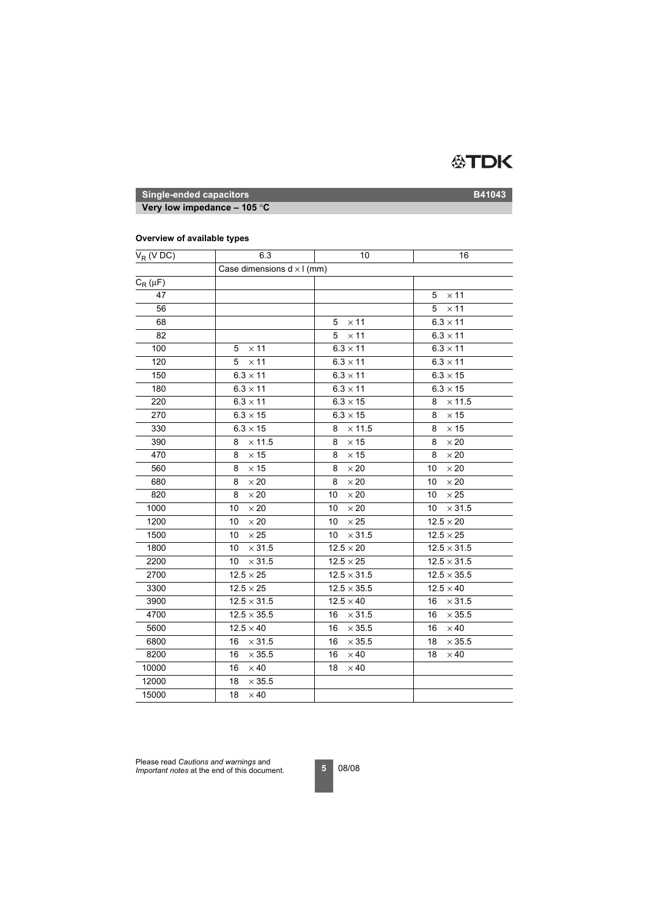## Single-ended capacitors — B41043

**Very low impedance – 105 °C**

### Overview of available types

| $V_R$ (V DC) | 6.3 | 10 | 16 |
|---|---|---|---|
| | Case dimensions d × l (mm) | | |
| $C_R$ (µF) | | | |
| 47 | | | 5 × 11 |
| 56 | | | 5 × 11 |
| 68 | | 5 × 11 | 6.3 × 11 |
| 82 | | 5 × 11 | 6.3 × 11 |
| 100 | 5 × 11 | 6.3 × 11 | 6.3 × 11 |
| 120 | 5 × 11 | 6.3 × 11 | 6.3 × 11 |
| 150 | 6.3 × 11 | 6.3 × 11 | 6.3 × 15 |
| 180 | 6.3 × 11 | 6.3 × 11 | 6.3 × 15 |
| 220 | 6.3 × 11 | 6.3 × 15 | 8 × 11.5 |
| 270 | 6.3 × 15 | 6.3 × 15 | 8 × 15 |
| 330 | 6.3 × 15 | 8 × 11.5 | 8 × 15 |
| 390 | 8 × 11.5 | 8 × 15 | 8 × 20 |
| 470 | 8 × 15 | 8 × 15 | 8 × 20 |
| 560 | 8 × 15 | 8 × 20 | 10 × 20 |
| 680 | 8 × 20 | 8 × 20 | 10 × 20 |
| 820 | 8 × 20 | 10 × 20 | 10 × 25 |
| 1000 | 10 × 20 | 10 × 20 | 10 × 31.5 |
| 1200 | 10 × 20 | 10 × 25 | 12.5 × 20 |
| 1500 | 10 × 25 | 10 × 31.5 | 12.5 × 25 |
| 1800 | 10 × 31.5 | 12.5 × 20 | 12.5 × 31.5 |
| 2200 | 10 × 31.5 | 12.5 × 25 | 12.5 × 31.5 |
| 2700 | 12.5 × 25 | 12.5 × 31.5 | 12.5 × 35.5 |
| 3300 | 12.5 × 25 | 12.5 × 35.5 | 12.5 × 40 |
| 3900 | 12.5 × 31.5 | 12.5 × 40 | 16 × 31.5 |
| 4700 | 12.5 × 35.5 | 16 × 31.5 | 16 × 35.5 |
| 5600 | 12.5 × 40 | 16 × 35.5 | 16 × 40 |
| 6800 | 16 × 31.5 | 16 × 35.5 | 18 × 35.5 |
| 8200 | 16 × 35.5 | 16 × 40 | 18 × 40 |
| 10000 | 16 × 40 | 18 × 40 | |
| 12000 | 18 × 35.5 | | |
| 15000 | 18 × 40 | | |

Please read *Cautions and warnings* and *Important notes* at the end of this document.

08/08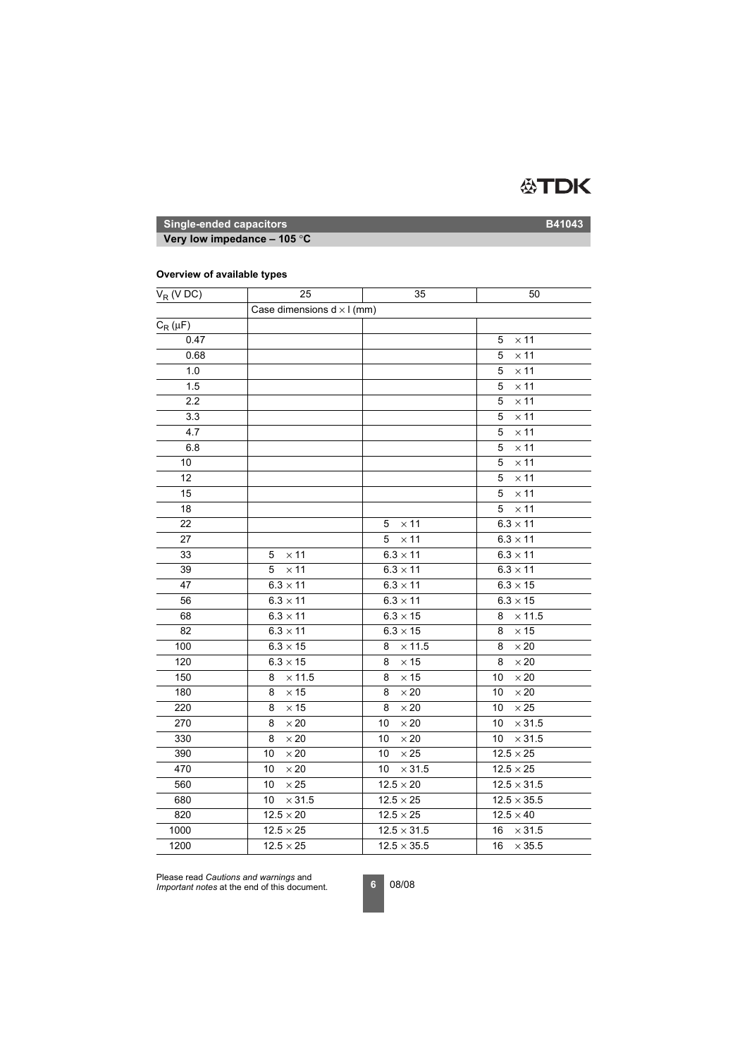**Single-ended capacitors** **B41043**

**Very low impedance – 105 °C**

**Overview of available types**

| $V_R$ (V DC) | 25 | 35 | 50 |
|---|---|---|---|
| | Case dimensions d × l (mm) | | |
| $C_R$ (µF) | | | |
| 0.47 | | | 5 × 11 |
| 0.68 | | | 5 × 11 |
| 1.0 | | | 5 × 11 |
| 1.5 | | | 5 × 11 |
| 2.2 | | | 5 × 11 |
| 3.3 | | | 5 × 11 |
| 4.7 | | | 5 × 11 |
| 6.8 | | | 5 × 11 |
| 10 | | | 5 × 11 |
| 12 | | | 5 × 11 |
| 15 | | | 5 × 11 |
| 18 | | | 5 × 11 |
| 22 | | 5 × 11 | 6.3 × 11 |
| 27 | | 5 × 11 | 6.3 × 11 |
| 33 | 5 × 11 | 6.3 × 11 | 6.3 × 11 |
| 39 | 5 × 11 | 6.3 × 11 | 6.3 × 11 |
| 47 | 6.3 × 11 | 6.3 × 11 | 6.3 × 15 |
| 56 | 6.3 × 11 | 6.3 × 11 | 6.3 × 15 |
| 68 | 6.3 × 11 | 6.3 × 15 | 8 × 11.5 |
| 82 | 6.3 × 11 | 6.3 × 15 | 8 × 15 |
| 100 | 6.3 × 15 | 8 × 11.5 | 8 × 20 |
| 120 | 6.3 × 15 | 8 × 15 | 8 × 20 |
| 150 | 8 × 11.5 | 8 × 15 | 10 × 20 |
| 180 | 8 × 15 | 8 × 20 | 10 × 20 |
| 220 | 8 × 15 | 8 × 20 | 10 × 25 |
| 270 | 8 × 20 | 10 × 20 | 10 × 31.5 |
| 330 | 8 × 20 | 10 × 20 | 10 × 31.5 |
| 390 | 10 × 20 | 10 × 25 | 12.5 × 25 |
| 470 | 10 × 20 | 10 × 31.5 | 12.5 × 25 |
| 560 | 10 × 25 | 12.5 × 20 | 12.5 × 31.5 |
| 680 | 10 × 31.5 | 12.5 × 25 | 12.5 × 35.5 |
| 820 | 12.5 × 20 | 12.5 × 25 | 12.5 × 40 |
| 1000 | 12.5 × 25 | 12.5 × 31.5 | 16 × 31.5 |
| 1200 | 12.5 × 25 | 12.5 × 35.5 | 16 × 35.5 |

Please read *Cautions and warnings* and *Important notes* at the end of this document.

08/08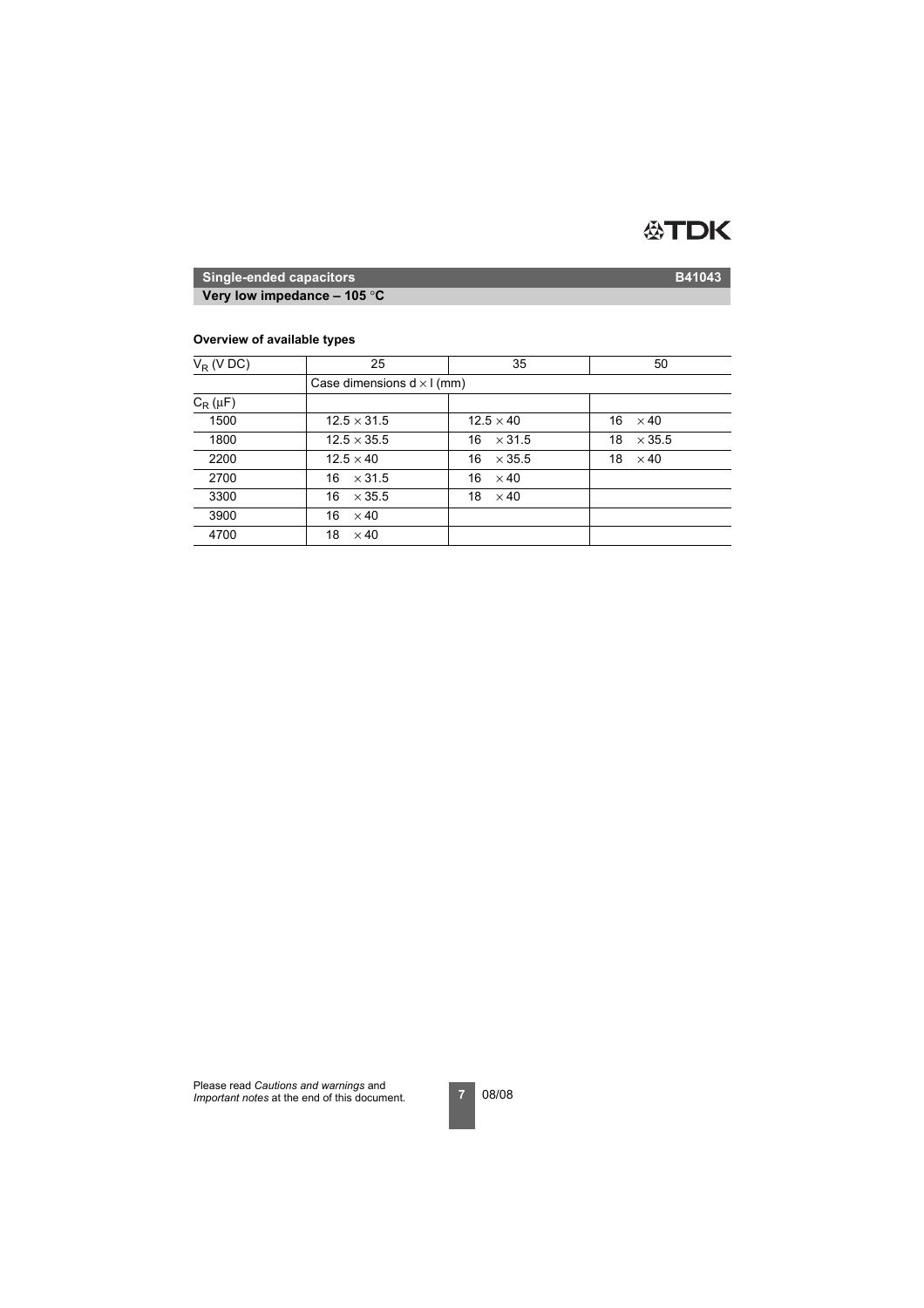## Single-ended capacitors

**B41043**

**Very low impedance – 105 °C**

### Overview of available types

| $V_R$ (V DC) | 25 | 35 | 50 |
|---|---|---|---|
| | Case dimensions d × l (mm) | | |
| $C_R$ (µF) | | | |
| 1500 | 12.5 × 31.5 | 12.5 × 40 | 16 × 40 |
| 1800 | 12.5 × 35.5 | 16 × 31.5 | 18 × 35.5 |
| 2200 | 12.5 × 40 | 16 × 35.5 | 18 × 40 |
| 2700 | 16 × 31.5 | 16 × 40 | |
| 3300 | 16 × 35.5 | 18 × 40 | |
| 3900 | 16 × 40 | | |
| 4700 | 18 × 40 | | |

Please read *Cautions and warnings* and *Important notes* at the end of this document.

08/08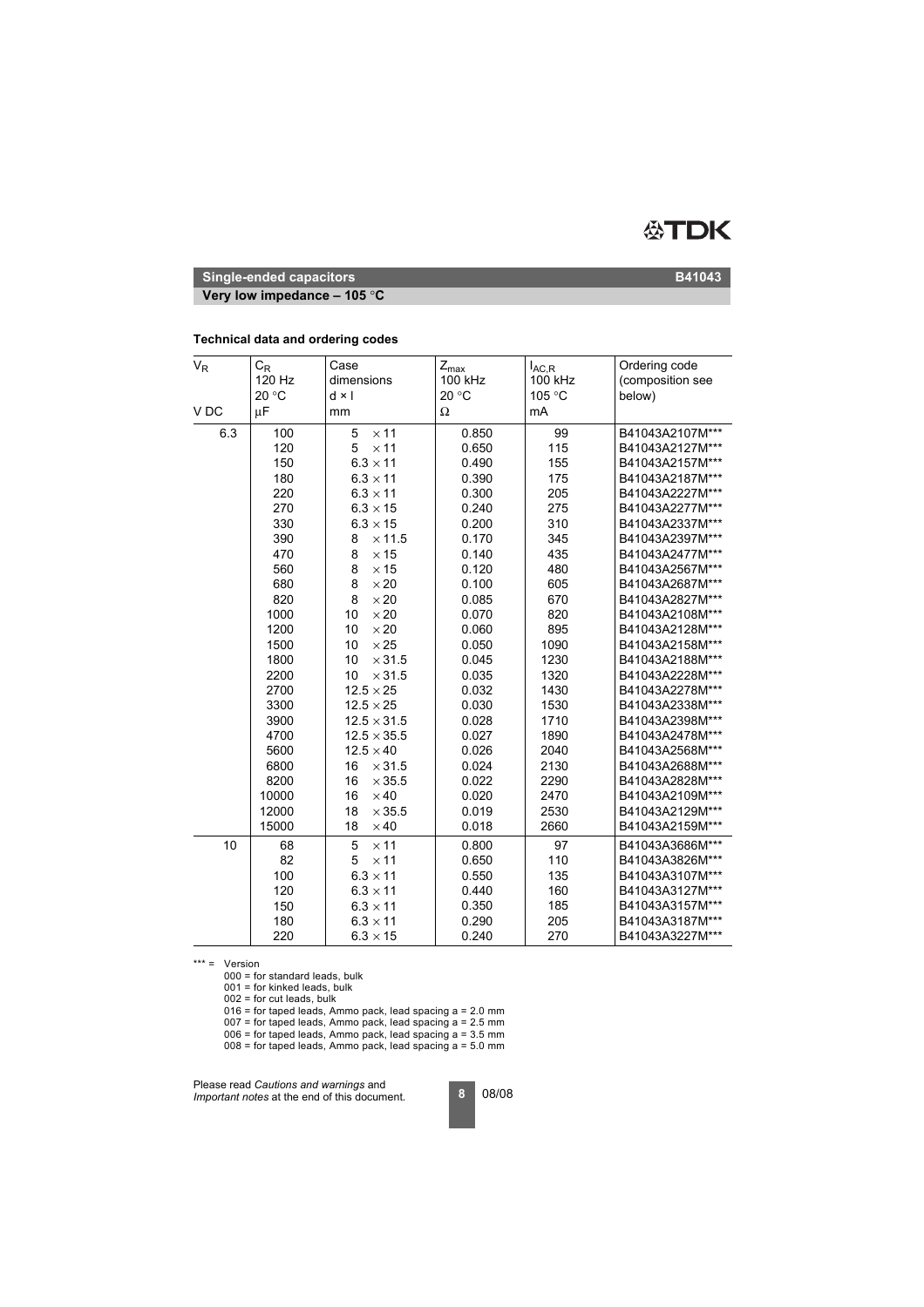## Single-ended capacitors

**Very low impedance – 105 °C**

**B41043**

### Technical data and ordering codes

| $V_R$<br>V DC | $C_R$<br>120 Hz<br>20 °C<br>µF | Case dimensions<br>d × l<br>mm | $Z_{max}$<br>100 kHz<br>20 °C<br>Ω | $I_{AC,R}$<br>100 kHz<br>105 °C<br>mA | Ordering code (composition see below) |
|---|---|---|---|---|---|
| 6.3 | 100 | 5 × 11 | 0.850 | 99 | B41043A2107M*** |
| | 120 | 5 × 11 | 0.650 | 115 | B41043A2127M*** |
| | 150 | 6.3 × 11 | 0.490 | 155 | B41043A2157M*** |
| | 180 | 6.3 × 11 | 0.390 | 175 | B41043A2187M*** |
| | 220 | 6.3 × 11 | 0.300 | 205 | B41043A2227M*** |
| | 270 | 6.3 × 15 | 0.240 | 275 | B41043A2277M*** |
| | 330 | 6.3 × 15 | 0.200 | 310 | B41043A2337M*** |
| | 390 | 8 × 11.5 | 0.170 | 345 | B41043A2397M*** |
| | 470 | 8 × 15 | 0.140 | 435 | B41043A2477M*** |
| | 560 | 8 × 15 | 0.120 | 480 | B41043A2567M*** |
| | 680 | 8 × 20 | 0.100 | 605 | B41043A2687M*** |
| | 820 | 8 × 20 | 0.085 | 670 | B41043A2827M*** |
| | 1000 | 10 × 20 | 0.070 | 820 | B41043A2108M*** |
| | 1200 | 10 × 20 | 0.060 | 895 | B41043A2128M*** |
| | 1500 | 10 × 25 | 0.050 | 1090 | B41043A2158M*** |
| | 1800 | 10 × 31.5 | 0.045 | 1230 | B41043A2188M*** |
| | 2200 | 10 × 31.5 | 0.035 | 1320 | B41043A2228M*** |
| | 2700 | 12.5 × 25 | 0.032 | 1430 | B41043A2278M*** |
| | 3300 | 12.5 × 25 | 0.030 | 1530 | B41043A2338M*** |
| | 3900 | 12.5 × 31.5 | 0.028 | 1710 | B41043A2398M*** |
| | 4700 | 12.5 × 35.5 | 0.027 | 1890 | B41043A2478M*** |
| | 5600 | 12.5 × 40 | 0.026 | 2040 | B41043A2568M*** |
| | 6800 | 16 × 31.5 | 0.024 | 2130 | B41043A2688M*** |
| | 8200 | 16 × 35.5 | 0.022 | 2290 | B41043A2828M*** |
| | 10000 | 16 × 40 | 0.020 | 2470 | B41043A2109M*** |
| | 12000 | 18 × 35.5 | 0.019 | 2530 | B41043A2129M*** |
| | 15000 | 18 × 40 | 0.018 | 2660 | B41043A2159M*** |
| 10 | 68 | 5 × 11 | 0.800 | 97 | B41043A3686M*** |
| | 82 | 5 × 11 | 0.650 | 110 | B41043A3826M*** |
| | 100 | 6.3 × 11 | 0.550 | 135 | B41043A3107M*** |
| | 120 | 6.3 × 11 | 0.440 | 160 | B41043A3127M*** |
| | 150 | 6.3 × 11 | 0.350 | 185 | B41043A3157M*** |
| | 180 | 6.3 × 11 | 0.290 | 205 | B41043A3187M*** |
| | 220 | 6.3 × 15 | 0.240 | 270 | B41043A3227M*** |

*** = Version
- 000 = for standard leads, bulk
- 001 = for kinked leads, bulk
- 002 = for cut leads, bulk
- 016 = for taped leads, Ammo pack, lead spacing a = 2.0 mm
- 007 = for taped leads, Ammo pack, lead spacing a = 2.5 mm
- 006 = for taped leads, Ammo pack, lead spacing a = 3.5 mm
- 008 = for taped leads, Ammo pack, lead spacing a = 5.0 mm

Please read *Cautions and warnings* and *Important notes* at the end of this document.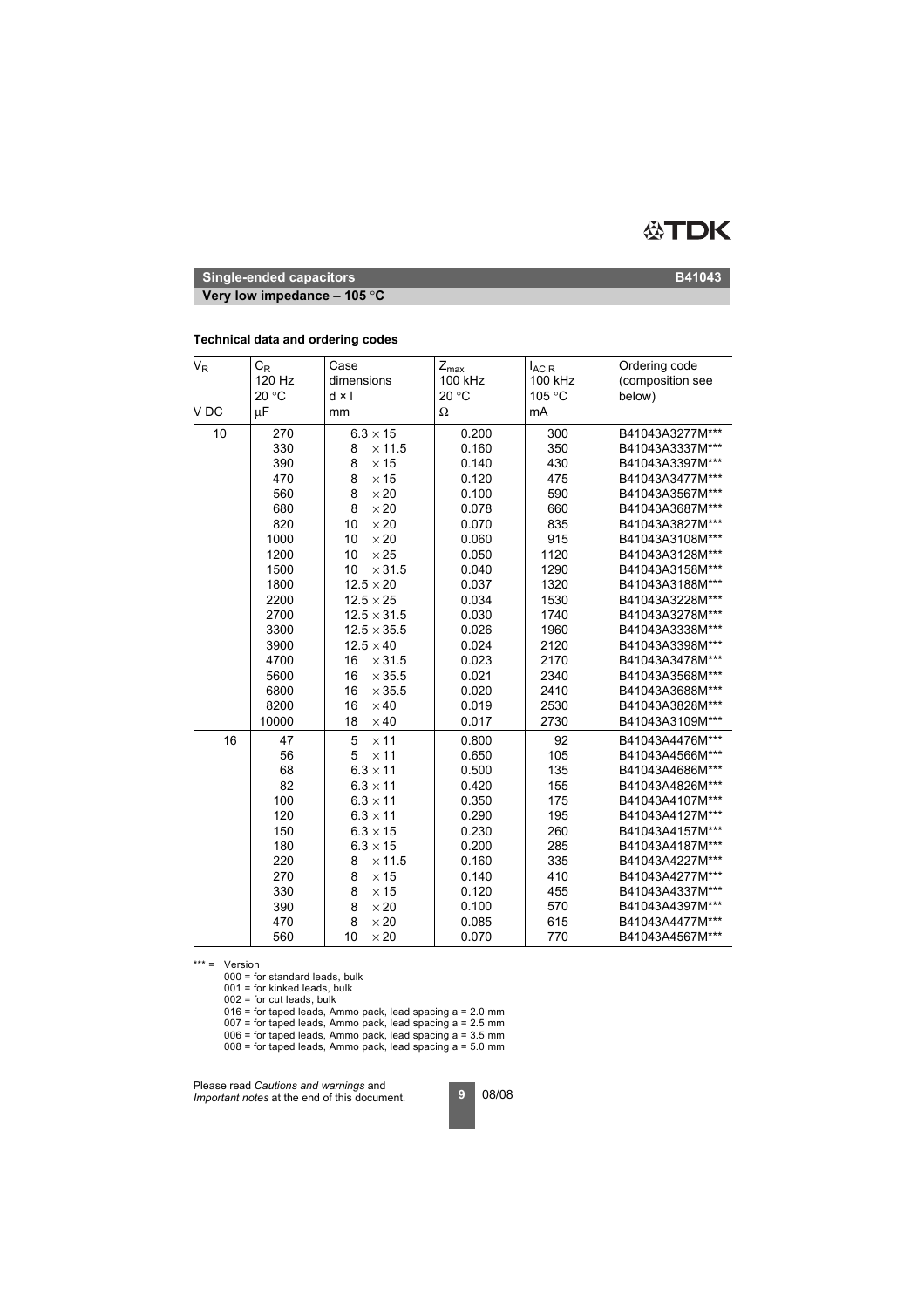**Single-ended capacitors** **B41043**

**Very low impedance – 105 °C**

### Technical data and ordering codes

| $V_R$ <br> V DC | $C_R$ <br> 120 Hz <br> 20 °C <br> µF | Case dimensions <br> d × l <br> mm | $Z_{max}$ <br> 100 kHz <br> 20 °C <br> Ω | $I_{AC,R}$ <br> 100 kHz <br> 105 °C <br> mA | Ordering code (composition see below) |
|---|---|---|---|---|---|
| 10 | 270 | 6.3 × 15 | 0.200 | 300 | B41043A3277M*** |
| | 330 | 8 × 11.5 | 0.160 | 350 | B41043A3337M*** |
| | 390 | 8 × 15 | 0.140 | 430 | B41043A3397M*** |
| | 470 | 8 × 15 | 0.120 | 475 | B41043A3477M*** |
| | 560 | 8 × 20 | 0.100 | 590 | B41043A3567M*** |
| | 680 | 8 × 20 | 0.078 | 660 | B41043A3687M*** |
| | 820 | 10 × 20 | 0.070 | 835 | B41043A3827M*** |
| | 1000 | 10 × 20 | 0.060 | 915 | B41043A3108M*** |
| | 1200 | 10 × 25 | 0.050 | 1120 | B41043A3128M*** |
| | 1500 | 10 × 31.5 | 0.040 | 1290 | B41043A3158M*** |
| | 1800 | 12.5 × 20 | 0.037 | 1320 | B41043A3188M*** |
| | 2200 | 12.5 × 25 | 0.034 | 1530 | B41043A3228M*** |
| | 2700 | 12.5 × 31.5 | 0.030 | 1740 | B41043A3278M*** |
| | 3300 | 12.5 × 35.5 | 0.026 | 1960 | B41043A3338M*** |
| | 3900 | 12.5 × 40 | 0.024 | 2120 | B41043A3398M*** |
| | 4700 | 16 × 31.5 | 0.023 | 2170 | B41043A3478M*** |
| | 5600 | 16 × 35.5 | 0.021 | 2340 | B41043A3568M*** |
| | 6800 | 16 × 35.5 | 0.020 | 2410 | B41043A3688M*** |
| | 8200 | 16 × 40 | 0.019 | 2530 | B41043A3828M*** |
| | 10000 | 18 × 40 | 0.017 | 2730 | B41043A3109M*** |
| 16 | 47 | 5 × 11 | 0.800 | 92 | B41043A4476M*** |
| | 56 | 5 × 11 | 0.650 | 105 | B41043A4566M*** |
| | 68 | 6.3 × 11 | 0.500 | 135 | B41043A4686M*** |
| | 82 | 6.3 × 11 | 0.420 | 155 | B41043A4826M*** |
| | 100 | 6.3 × 11 | 0.350 | 175 | B41043A4107M*** |
| | 120 | 6.3 × 11 | 0.290 | 195 | B41043A4127M*** |
| | 150 | 6.3 × 15 | 0.230 | 260 | B41043A4157M*** |
| | 180 | 6.3 × 15 | 0.200 | 285 | B41043A4187M*** |
| | 220 | 8 × 11.5 | 0.160 | 335 | B41043A4227M*** |
| | 270 | 8 × 15 | 0.140 | 410 | B41043A4277M*** |
| | 330 | 8 × 15 | 0.120 | 455 | B41043A4337M*** |
| | 390 | 8 × 20 | 0.100 | 570 | B41043A4397M*** |
| | 470 | 8 × 20 | 0.085 | 615 | B41043A4477M*** |
| | 560 | 10 × 20 | 0.070 | 770 | B41043A4567M*** |

*** = Version
000 = for standard leads, bulk
001 = for kinked leads, bulk
002 = for cut leads, bulk
016 = for taped leads, Ammo pack, lead spacing a = 2.0 mm
007 = for taped leads, Ammo pack, lead spacing a = 2.5 mm
006 = for taped leads, Ammo pack, lead spacing a = 3.5 mm
008 = for taped leads, Ammo pack, lead spacing a = 5.0 mm

Please read *Cautions and warnings* and *Important notes* at the end of this document.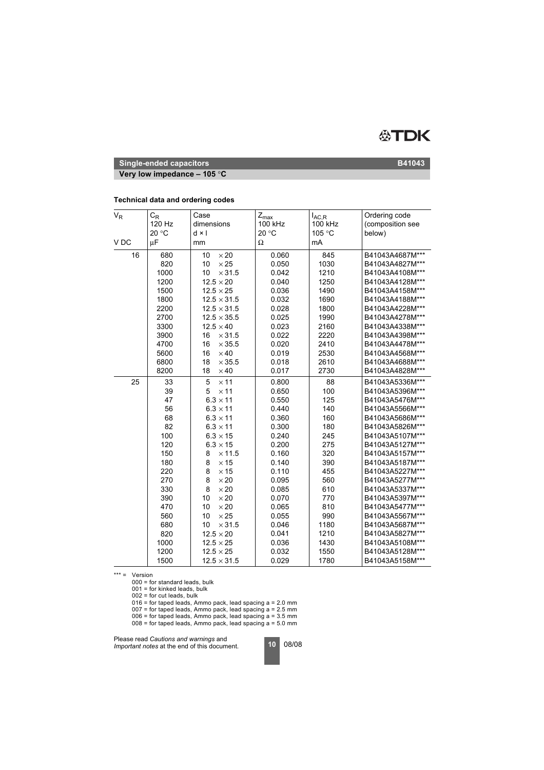**Single-ended capacitors** **B41043**

**Very low impedance – 105 °C**

### Technical data and ordering codes

| $V_R$ V DC | $C_R$ 120 Hz 20 °C µF | Case dimensions d × l mm | $Z_{max}$ 100 kHz 20 °C Ω | $I_{AC,R}$ 100 kHz 105 °C mA | Ordering code (composition see below) |
|---|---|---|---|---|---|
| 16 | 680 | 10 × 20 | 0.060 | 845 | B41043A4687M*** |
| | 820 | 10 × 25 | 0.050 | 1030 | B41043A4827M*** |
| | 1000 | 10 × 31.5 | 0.042 | 1210 | B41043A4108M*** |
| | 1200 | 12.5 × 20 | 0.040 | 1250 | B41043A4128M*** |
| | 1500 | 12.5 × 25 | 0.036 | 1490 | B41043A4158M*** |
| | 1800 | 12.5 × 31.5 | 0.032 | 1690 | B41043A4188M*** |
| | 2200 | 12.5 × 31.5 | 0.028 | 1800 | B41043A4228M*** |
| | 2700 | 12.5 × 35.5 | 0.025 | 1990 | B41043A4278M*** |
| | 3300 | 12.5 × 40 | 0.023 | 2160 | B41043A4338M*** |
| | 3900 | 16 × 31.5 | 0.022 | 2220 | B41043A4398M*** |
| | 4700 | 16 × 35.5 | 0.020 | 2410 | B41043A4478M*** |
| | 5600 | 16 × 40 | 0.019 | 2530 | B41043A4568M*** |
| | 6800 | 18 × 35.5 | 0.018 | 2610 | B41043A4688M*** |
| | 8200 | 18 × 40 | 0.017 | 2730 | B41043A4828M*** |
| 25 | 33 | 5 × 11 | 0.800 | 88 | B41043A5336M*** |
| | 39 | 5 × 11 | 0.650 | 100 | B41043A5396M*** |
| | 47 | 6.3 × 11 | 0.550 | 125 | B41043A5476M*** |
| | 56 | 6.3 × 11 | 0.440 | 140 | B41043A5566M*** |
| | 68 | 6.3 × 11 | 0.360 | 160 | B41043A5686M*** |
| | 82 | 6.3 × 11 | 0.300 | 180 | B41043A5826M*** |
| | 100 | 6.3 × 15 | 0.240 | 245 | B41043A5107M*** |
| | 120 | 6.3 × 15 | 0.200 | 275 | B41043A5127M*** |
| | 150 | 8 × 11.5 | 0.160 | 320 | B41043A5157M*** |
| | 180 | 8 × 15 | 0.140 | 390 | B41043A5187M*** |
| | 220 | 8 × 15 | 0.110 | 455 | B41043A5227M*** |
| | 270 | 8 × 20 | 0.095 | 560 | B41043A5277M*** |
| | 330 | 8 × 20 | 0.085 | 610 | B41043A5337M*** |
| | 390 | 10 × 20 | 0.070 | 770 | B41043A5397M*** |
| | 470 | 10 × 20 | 0.065 | 810 | B41043A5477M*** |
| | 560 | 10 × 25 | 0.055 | 990 | B41043A5567M*** |
| | 680 | 10 × 31.5 | 0.046 | 1180 | B41043A5687M*** |
| | 820 | 12.5 × 20 | 0.041 | 1210 | B41043A5827M*** |
| | 1000 | 12.5 × 25 | 0.036 | 1430 | B41043A5108M*** |
| | 1200 | 12.5 × 25 | 0.032 | 1550 | B41043A5128M*** |
| | 1500 | 12.5 × 31.5 | 0.029 | 1780 | B41043A5158M*** |

*** = Version
000 = for standard leads, bulk
001 = for kinked leads, bulk
002 = for cut leads, bulk
016 = for taped leads, Ammo pack, lead spacing a = 2.0 mm
007 = for taped leads, Ammo pack, lead spacing a = 2.5 mm
006 = for taped leads, Ammo pack, lead spacing a = 3.5 mm
008 = for taped leads, Ammo pack, lead spacing a = 5.0 mm

Please read *Cautions and warnings* and *Important notes* at the end of this document.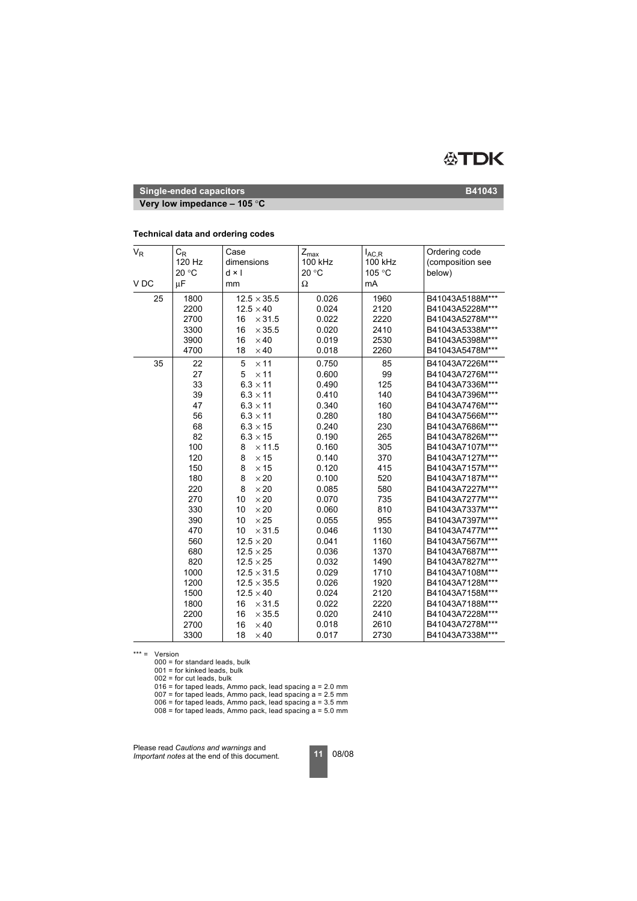## Single-ended capacitors

**B41043**

### Very low impedance – 105 °C

**Technical data and ordering codes**

| $V_R$ <br> V DC | $C_R$ <br> 120 Hz <br> 20 °C <br> µF | Case dimensions <br> d × l <br> mm | $Z_{max}$ <br> 100 kHz <br> 20 °C <br> Ω | $I_{AC,R}$ <br> 100 kHz <br> 105 °C <br> mA | Ordering code (composition see below) |
|---|---|---|---|---|---|
| 25 | 1800 | 12.5 × 35.5 | 0.026 | 1960 | B41043A5188M*** |
| | 2200 | 12.5 × 40 | 0.024 | 2120 | B41043A5228M*** |
| | 2700 | 16 × 31.5 | 0.022 | 2220 | B41043A5278M*** |
| | 3300 | 16 × 35.5 | 0.020 | 2410 | B41043A5338M*** |
| | 3900 | 16 × 40 | 0.019 | 2530 | B41043A5398M*** |
| | 4700 | 18 × 40 | 0.018 | 2260 | B41043A5478M*** |
| 35 | 22 | 5 × 11 | 0.750 | 85 | B41043A7226M*** |
| | 27 | 5 × 11 | 0.600 | 99 | B41043A7276M*** |
| | 33 | 6.3 × 11 | 0.490 | 125 | B41043A7336M*** |
| | 39 | 6.3 × 11 | 0.410 | 140 | B41043A7396M*** |
| | 47 | 6.3 × 11 | 0.340 | 160 | B41043A7476M*** |
| | 56 | 6.3 × 11 | 0.280 | 180 | B41043A7566M*** |
| | 68 | 6.3 × 15 | 0.240 | 230 | B41043A7686M*** |
| | 82 | 6.3 × 15 | 0.190 | 265 | B41043A7826M*** |
| | 100 | 8 × 11.5 | 0.160 | 305 | B41043A7107M*** |
| | 120 | 8 × 15 | 0.140 | 370 | B41043A7127M*** |
| | 150 | 8 × 15 | 0.120 | 415 | B41043A7157M*** |
| | 180 | 8 × 20 | 0.100 | 520 | B41043A7187M*** |
| | 220 | 8 × 20 | 0.085 | 580 | B41043A7227M*** |
| | 270 | 10 × 20 | 0.070 | 735 | B41043A7277M*** |
| | 330 | 10 × 20 | 0.060 | 810 | B41043A7337M*** |
| | 390 | 10 × 25 | 0.055 | 955 | B41043A7397M*** |
| | 470 | 10 × 31.5 | 0.046 | 1130 | B41043A7477M*** |
| | 560 | 12.5 × 20 | 0.041 | 1160 | B41043A7567M*** |
| | 680 | 12.5 × 25 | 0.036 | 1370 | B41043A7687M*** |
| | 820 | 12.5 × 25 | 0.032 | 1490 | B41043A7827M*** |
| | 1000 | 12.5 × 31.5 | 0.029 | 1710 | B41043A7108M*** |
| | 1200 | 12.5 × 35.5 | 0.026 | 1920 | B41043A7128M*** |
| | 1500 | 12.5 × 40 | 0.024 | 2120 | B41043A7158M*** |
| | 1800 | 16 × 31.5 | 0.022 | 2220 | B41043A7188M*** |
| | 2200 | 16 × 35.5 | 0.020 | 2410 | B41043A7228M*** |
| | 2700 | 16 × 40 | 0.018 | 2610 | B41043A7278M*** |
| | 3300 | 18 × 40 | 0.017 | 2730 | B41043A7338M*** |

*** = Version
000 = for standard leads, bulk
001 = for kinked leads, bulk
002 = for cut leads, bulk
016 = for taped leads, Ammo pack, lead spacing a = 2.0 mm
007 = for taped leads, Ammo pack, lead spacing a = 2.5 mm
006 = for taped leads, Ammo pack, lead spacing a = 3.5 mm
008 = for taped leads, Ammo pack, lead spacing a = 5.0 mm

Please read *Cautions and warnings* and *Important notes* at the end of this document.

08/08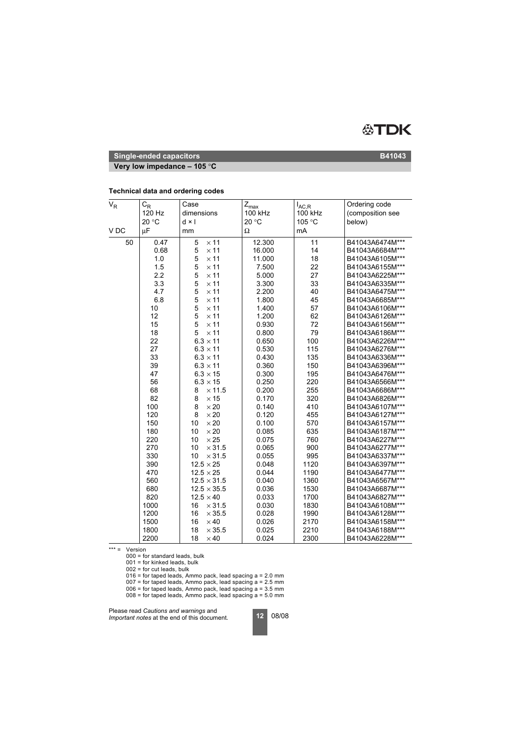**Single-ended capacitors** **B41043**

**Very low impedance – 105 °C**

**Technical data and ordering codes**

| $V_R$<br><br><br>V DC | $C_R$<br>120 Hz<br>20 °C<br>µF | Case<br>dimensions<br>d × l<br>mm | $Z_{max}$<br>100 kHz<br>20 °C<br>Ω | $I_{AC,R}$<br>100 kHz<br>105 °C<br>mA | Ordering code<br>(composition see<br>below) |
|---|---|---|---|---|---|
| 50 | 0.47 | 5 × 11 | 12.300 | 11 | B41043A6474M*** |
| | 0.68 | 5 × 11 | 16.000 | 14 | B41043A6684M*** |
| | 1.0 | 5 × 11 | 11.000 | 18 | B41043A6105M*** |
| | 1.5 | 5 × 11 | 7.500 | 22 | B41043A6155M*** |
| | 2.2 | 5 × 11 | 5.000 | 27 | B41043A6225M*** |
| | 3.3 | 5 × 11 | 3.300 | 33 | B41043A6335M*** |
| | 4.7 | 5 × 11 | 2.200 | 40 | B41043A6475M*** |
| | 6.8 | 5 × 11 | 1.800 | 45 | B41043A6685M*** |
| | 10 | 5 × 11 | 1.400 | 57 | B41043A6106M*** |
| | 12 | 5 × 11 | 1.200 | 62 | B41043A6126M*** |
| | 15 | 5 × 11 | 0.930 | 72 | B41043A6156M*** |
| | 18 | 5 × 11 | 0.800 | 79 | B41043A6186M*** |
| | 22 | 6.3 × 11 | 0.650 | 100 | B41043A6226M*** |
| | 27 | 6.3 × 11 | 0.530 | 115 | B41043A6276M*** |
| | 33 | 6.3 × 11 | 0.430 | 135 | B41043A6336M*** |
| | 39 | 6.3 × 11 | 0.360 | 150 | B41043A6396M*** |
| | 47 | 6.3 × 15 | 0.300 | 195 | B41043A6476M*** |
| | 56 | 6.3 × 15 | 0.250 | 220 | B41043A6566M*** |
| | 68 | 8 × 11.5 | 0.200 | 255 | B41043A6686M*** |
| | 82 | 8 × 15 | 0.170 | 320 | B41043A6826M*** |
| | 100 | 8 × 20 | 0.140 | 410 | B41043A6107M*** |
| | 120 | 8 × 20 | 0.120 | 455 | B41043A6127M*** |
| | 150 | 10 × 20 | 0.100 | 570 | B41043A6157M*** |
| | 180 | 10 × 20 | 0.085 | 635 | B41043A6187M*** |
| | 220 | 10 × 25 | 0.075 | 760 | B41043A6227M*** |
| | 270 | 10 × 31.5 | 0.065 | 900 | B41043A6277M*** |
| | 330 | 10 × 31.5 | 0.055 | 995 | B41043A6337M*** |
| | 390 | 12.5 × 25 | 0.048 | 1120 | B41043A6397M*** |
| | 470 | 12.5 × 25 | 0.044 | 1190 | B41043A6477M*** |
| | 560 | 12.5 × 31.5 | 0.040 | 1360 | B41043A6567M*** |
| | 680 | 12.5 × 35.5 | 0.036 | 1530 | B41043A6687M*** |
| | 820 | 12.5 × 40 | 0.033 | 1700 | B41043A6827M*** |
| | 1000 | 16 × 31.5 | 0.030 | 1830 | B41043A6108M*** |
| | 1200 | 16 × 35.5 | 0.028 | 1990 | B41043A6128M*** |
| | 1500 | 16 × 40 | 0.026 | 2170 | B41043A6158M*** |
| | 1800 | 18 × 35.5 | 0.025 | 2210 | B41043A6188M*** |
| | 2200 | 18 × 40 | 0.024 | 2300 | B41043A6228M*** |

*** = Version
000 = for standard leads, bulk
001 = for kinked leads, bulk
002 = for cut leads, bulk
016 = for taped leads, Ammo pack, lead spacing a = 2.0 mm
007 = for taped leads, Ammo pack, lead spacing a = 2.5 mm
006 = for taped leads, Ammo pack, lead spacing a = 3.5 mm
008 = for taped leads, Ammo pack, lead spacing a = 5.0 mm

Please read *Cautions and warnings* and *Important notes* at the end of this document.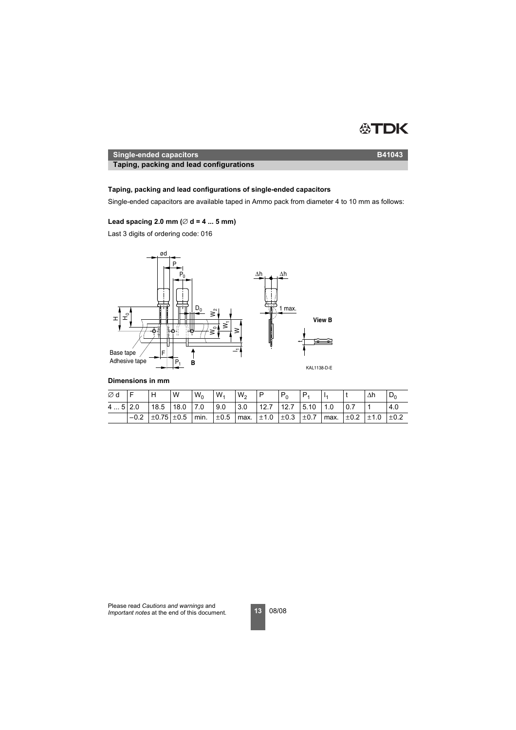## Single-ended capacitors — B41043

### Taping, packing and lead configurations

### Taping, packing and lead configurations of single-ended capacitors

Single-ended capacitors are available taped in Ammo pack from diameter 4 to 10 mm as follows:

#### Lead spacing 2.0 mm (∅ d = 4 ... 5 mm)

Last 3 digits of ordering code: 016

**Dimensions in mm**

| ∅ d | F | H | W | $W_0$ | $W_1$ | $W_2$ | P | $P_0$ | $P_1$ | $l_1$ | t | ∆h | $D_0$ |
|---|---|---|---|---|---|---|---|---|---|---|---|---|---|
| 4 ... 5 | 2.0 | 18.5 | 18.0 | 7.0 | 9.0 | 3.0 | 12.7 | 12.7 | 5.10 | 1.0 | 0.7 | 1 | 4.0 |
| | −0.2 | ±0.75 | ±0.5 | min. | ±0.5 | max. | ±1.0 | ±0.3 | ±0.7 | max. | ±0.2 | ±1.0 | ±0.2 |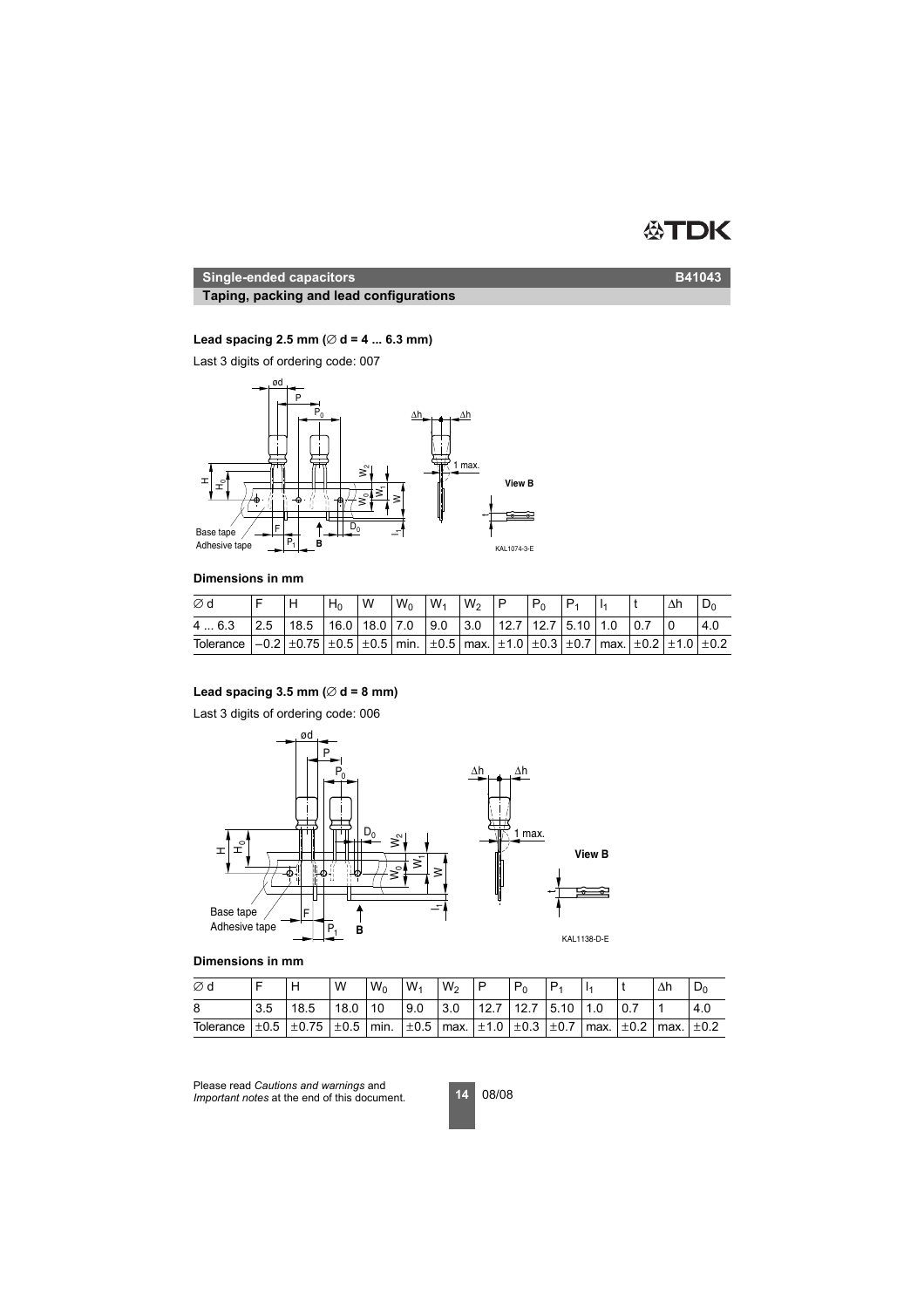**Single-ended capacitors** **B41043**

**Taping, packing and lead configurations**

**Lead spacing 2.5 mm (∅ d = 4 ... 6.3 mm)**

Last 3 digits of ordering code: 007

**Dimensions in mm**

| ∅ d | F | H | $H_0$ | W | $W_0$ | $W_1$ | $W_2$ | P | $P_0$ | $P_1$ | $l_1$ | t | Δh | $D_0$ |
|---|---|---|---|---|---|---|---|---|---|---|---|---|---|---|
| 4 ... 6.3 | 2.5 | 18.5 | 16.0 | 18.0 | 7.0 | 9.0 | 3.0 | 12.7 | 12.7 | 5.10 | 1.0 | 0.7 | 0 | 4.0 |
| Tolerance | –0.2 | ±0.75 | ±0.5 | ±0.5 | min. | ±0.5 | max. | ±1.0 | ±0.3 | ±0.7 | max. | ±0.2 | ±1.0 | ±0.2 |

**Lead spacing 3.5 mm (∅ d = 8 mm)**

Last 3 digits of ordering code: 006

**Dimensions in mm**

| ∅ d | F | H | W | $W_0$ | $W_1$ | $W_2$ | P | $P_0$ | $P_1$ | $l_1$ | t | Δh | $D_0$ |
|---|---|---|---|---|---|---|---|---|---|---|---|---|---|
| 8 | 3.5 | 18.5 | 18.0 | 10 | 9.0 | 3.0 | 12.7 | 12.7 | 5.10 | 1.0 | 0.7 | 1 | 4.0 |
| Tolerance | ±0.5 | ±0.75 | ±0.5 | min. | ±0.5 | max. | ±1.0 | ±0.3 | ±0.7 | max. | ±0.2 | max. | ±0.2 |

Please read *Cautions and warnings* and *Important notes* at the end of this document.

08/08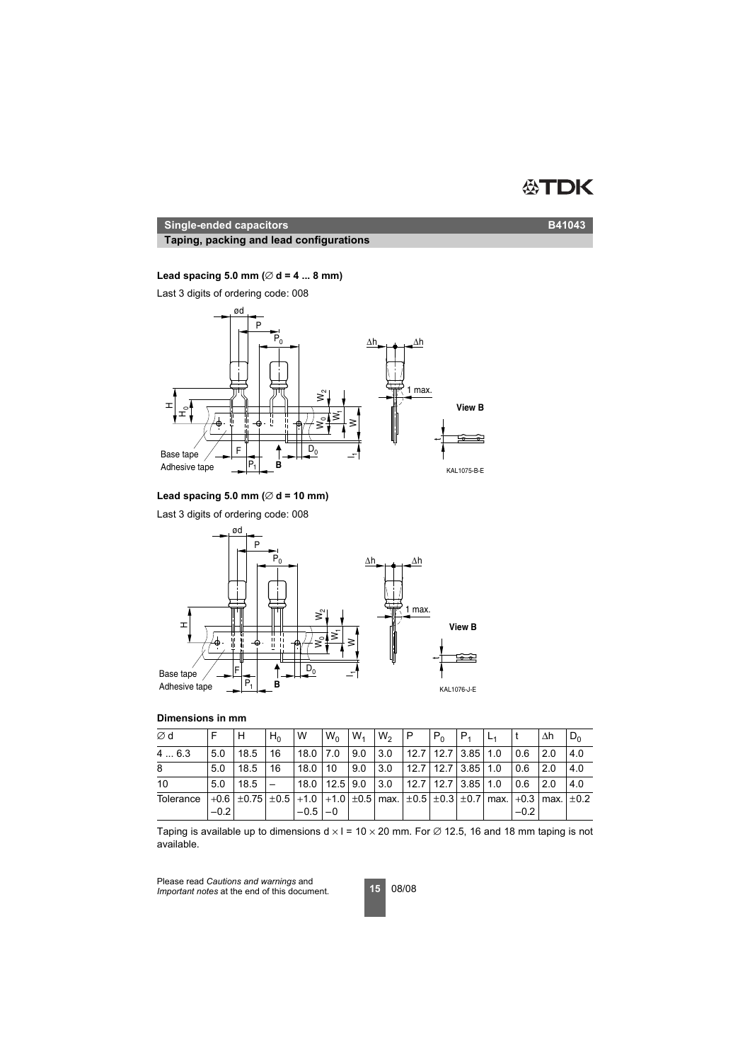## Single-ended capacitors — B41043

### Taping, packing and lead configurations

**Lead spacing 5.0 mm (∅ d = 4 ... 8 mm)**

Last 3 digits of ordering code: 008

KAL1075-B-E

**Lead spacing 5.0 mm (∅ d = 10 mm)**

Last 3 digits of ordering code: 008

KAL1076-J-E

**Dimensions in mm**

| ∅ d | F | H | $H_0$ | W | $W_0$ | $W_1$ | $W_2$ | P | $P_0$ | $P_1$ | $L_1$ | t | Δh | $D_0$ |
|---|---|---|---|---|---|---|---|---|---|---|---|---|---|---|
| 4 ... 6.3 | 5.0 | 18.5 | 16 | 18.0 | 7.0 | 9.0 | 3.0 | 12.7 | 12.7 | 3.85 | 1.0 | 0.6 | 2.0 | 4.0 |
| 8 | 5.0 | 18.5 | 16 | 18.0 | 10 | 9.0 | 3.0 | 12.7 | 12.7 | 3.85 | 1.0 | 0.6 | 2.0 | 4.0 |
| 10 | 5.0 | 18.5 | – | 18.0 | 12.5 | 9.0 | 3.0 | 12.7 | 12.7 | 3.85 | 1.0 | 0.6 | 2.0 | 4.0 |
| Tolerance | +0.6 / −0.2 | ±0.75 | ±0.5 | +1.0 / −0.5 | +1.0 / −0 | ±0.5 | max. | ±0.5 | ±0.3 | ±0.7 | max. | +0.3 / −0.2 | max. | ±0.2 |

Taping is available up to dimensions d × l = 10 × 20 mm. For ∅ 12.5, 16 and 18 mm taping is not available.

Please read *Cautions and warnings* and *Important notes* at the end of this document.

08/08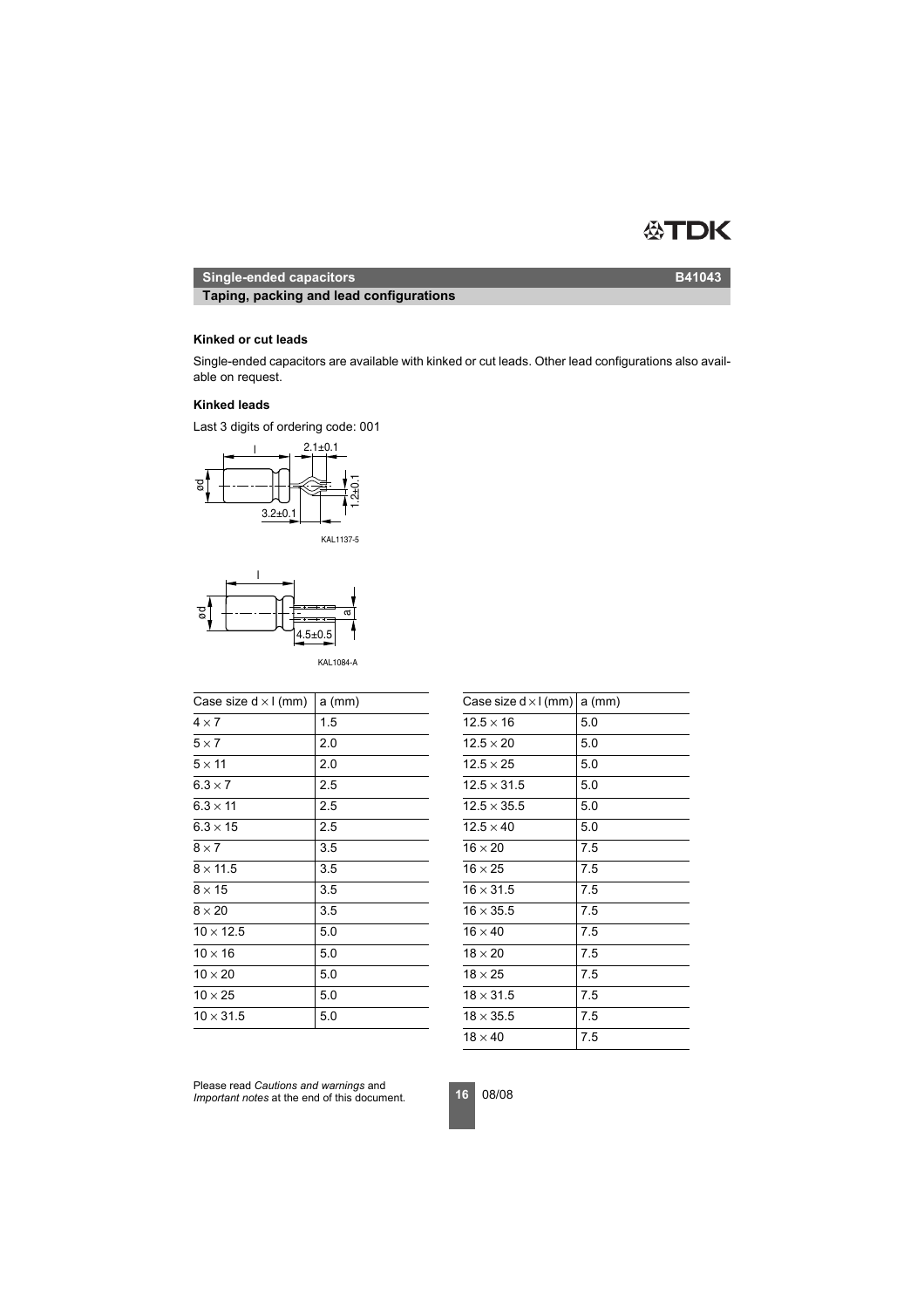## Single-ended capacitors — B41043

### Taping, packing and lead configurations

#### Kinked or cut leads

Single-ended capacitors are available with kinked or cut leads. Other lead configurations also available on request.

#### Kinked leads

Last 3 digits of ordering code: 001

KAL1137-5

KAL1084-A

| Case size d × l (mm) | a (mm) |
|---|---|
| 4 × 7 | 1.5 |
| 5 × 7 | 2.0 |
| 5 × 11 | 2.0 |
| 6.3 × 7 | 2.5 |
| 6.3 × 11 | 2.5 |
| 6.3 × 15 | 2.5 |
| 8 × 7 | 3.5 |
| 8 × 11.5 | 3.5 |
| 8 × 15 | 3.5 |
| 8 × 20 | 3.5 |
| 10 × 12.5 | 5.0 |
| 10 × 16 | 5.0 |
| 10 × 20 | 5.0 |
| 10 × 25 | 5.0 |
| 10 × 31.5 | 5.0 |
| 12.5 × 16 | 5.0 |
| 12.5 × 20 | 5.0 |
| 12.5 × 25 | 5.0 |
| 12.5 × 31.5 | 5.0 |
| 12.5 × 35.5 | 5.0 |
| 12.5 × 40 | 5.0 |
| 16 × 20 | 7.5 |
| 16 × 25 | 7.5 |
| 16 × 31.5 | 7.5 |
| 16 × 35.5 | 7.5 |
| 16 × 40 | 7.5 |
| 18 × 20 | 7.5 |
| 18 × 25 | 7.5 |
| 18 × 31.5 | 7.5 |
| 18 × 35.5 | 7.5 |
| 18 × 40 | 7.5 |

Please read *Cautions and warnings* and *Important notes* at the end of this document.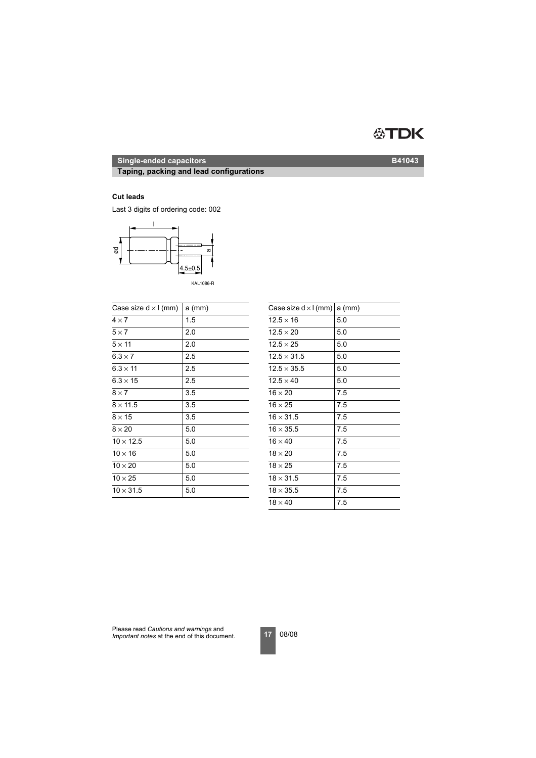## Single-ended capacitors

B41043

## Taping, packing and lead configurations

**Cut leads**

Last 3 digits of ordering code: 002

KAL1086-R

| Case size d × l (mm) | a (mm) |
|---|---|
| 4 × 7 | 1.5 |
| 5 × 7 | 2.0 |
| 5 × 11 | 2.0 |
| 6.3 × 7 | 2.5 |
| 6.3 × 11 | 2.5 |
| 6.3 × 15 | 2.5 |
| 8 × 7 | 3.5 |
| 8 × 11.5 | 3.5 |
| 8 × 15 | 3.5 |
| 8 × 20 | 5.0 |
| 10 × 12.5 | 5.0 |
| 10 × 16 | 5.0 |
| 10 × 20 | 5.0 |
| 10 × 25 | 5.0 |
| 10 × 31.5 | 5.0 |

| Case size d × l (mm) | a (mm) |
|---|---|
| 12.5 × 16 | 5.0 |
| 12.5 × 20 | 5.0 |
| 12.5 × 25 | 5.0 |
| 12.5 × 31.5 | 5.0 |
| 12.5 × 35.5 | 5.0 |
| 12.5 × 40 | 5.0 |
| 16 × 20 | 7.5 |
| 16 × 25 | 7.5 |
| 16 × 31.5 | 7.5 |
| 16 × 35.5 | 7.5 |
| 16 × 40 | 7.5 |
| 18 × 20 | 7.5 |
| 18 × 25 | 7.5 |
| 18 × 31.5 | 7.5 |
| 18 × 35.5 | 7.5 |
| 18 × 40 | 7.5 |

Please read *Cautions and warnings* and *Important notes* at the end of this document.

08/08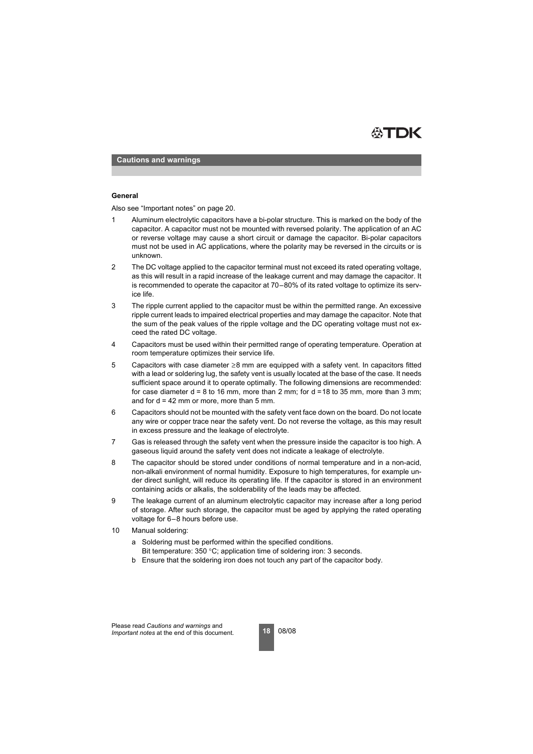## Cautions and warnings

### General

Also see "Important notes" on page 20.

1. Aluminum electrolytic capacitors have a bi-polar structure. This is marked on the body of the capacitor. A capacitor must not be mounted with reversed polarity. The application of an AC or reverse voltage may cause a short circuit or damage the capacitor. Bi-polar capacitors must not be used in AC applications, where the polarity may be reversed in the circuits or is unknown.
2. The DC voltage applied to the capacitor terminal must not exceed its rated operating voltage, as this will result in a rapid increase of the leakage current and may damage the capacitor. It is recommended to operate the capacitor at 70–80% of its rated voltage to optimize its service life.
3. The ripple current applied to the capacitor must be within the permitted range. An excessive ripple current leads to impaired electrical properties and may damage the capacitor. Note that the sum of the peak values of the ripple voltage and the DC operating voltage must not exceed the rated DC voltage.
4. Capacitors must be used within their permitted range of operating temperature. Operation at room temperature optimizes their service life.
5. Capacitors with case diameter ≥8 mm are equipped with a safety vent. In capacitors fitted with a lead or soldering lug, the safety vent is usually located at the base of the case. It needs sufficient space around it to operate optimally. The following dimensions are recommended: for case diameter d = 8 to 16 mm, more than 2 mm; for d = 18 to 35 mm, more than 3 mm; and for d = 42 mm or more, more than 5 mm.
6. Capacitors should not be mounted with the safety vent face down on the board. Do not locate any wire or copper trace near the safety vent. Do not reverse the voltage, as this may result in excess pressure and the leakage of electrolyte.
7. Gas is released through the safety vent when the pressure inside the capacitor is too high. A gaseous liquid around the safety vent does not indicate a leakage of electrolyte.
8. The capacitor should be stored under conditions of normal temperature and in a non-acid, non-alkali environment of normal humidity. Exposure to high temperatures, for example under direct sunlight, will reduce its operating life. If the capacitor is stored in an environment containing acids or alkalis, the solderability of the leads may be affected.
9. The leakage current of an aluminum electrolytic capacitor may increase after a long period of storage. After such storage, the capacitor must be aged by applying the rated operating voltage for 6–8 hours before use.
10. Manual soldering:
    - a Soldering must be performed within the specified conditions.
      Bit temperature: 350 °C; application time of soldering iron: 3 seconds.
    - b Ensure that the soldering iron does not touch any part of the capacitor body.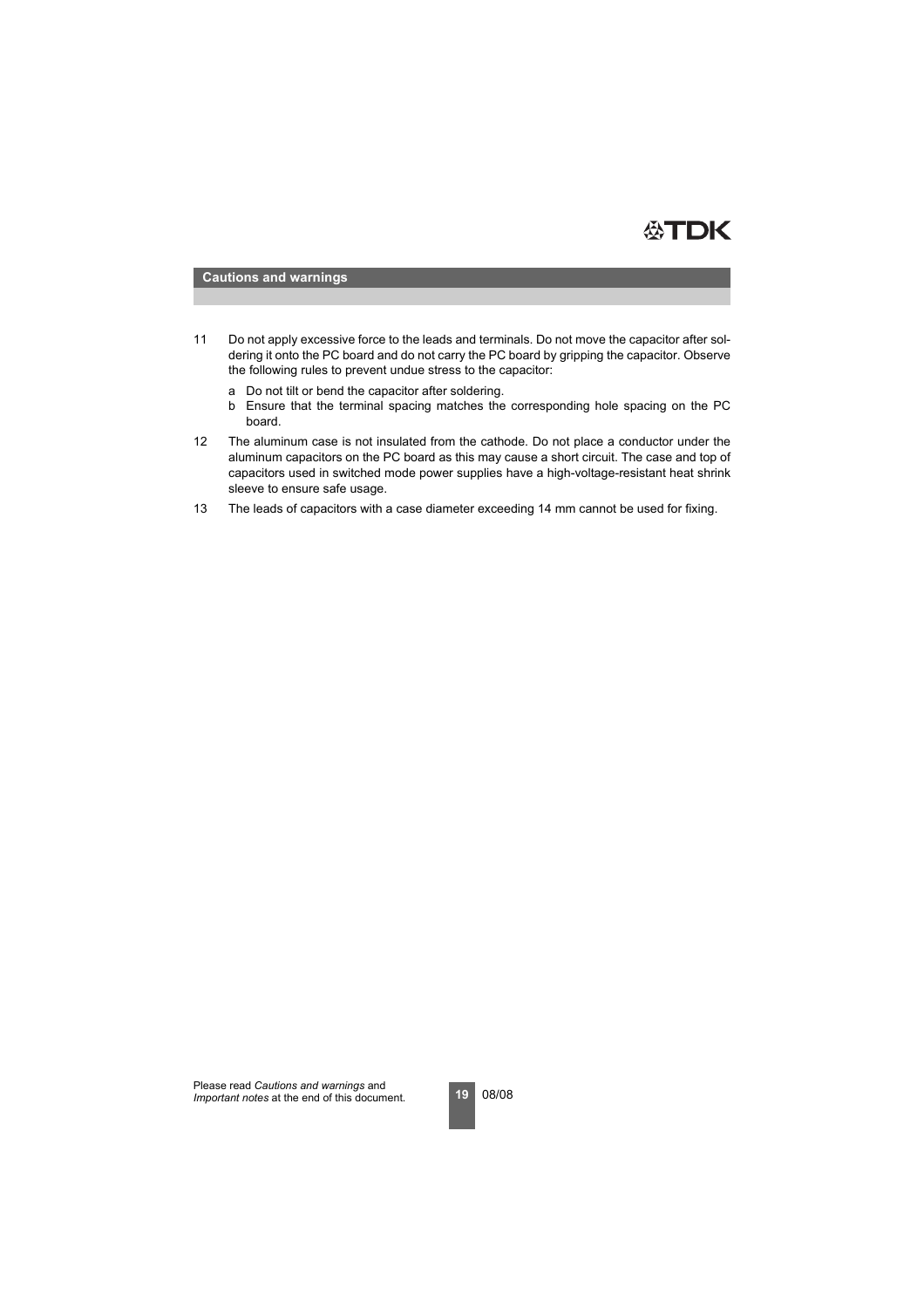## Cautions and warnings

11 Do not apply excessive force to the leads and terminals. Do not move the capacitor after soldering it onto the PC board and do not carry the PC board by gripping the capacitor. Observe the following rules to prevent undue stress to the capacitor:

   a Do not tilt or bend the capacitor after soldering.
   
   b Ensure that the terminal spacing matches the corresponding hole spacing on the PC board.

12 The aluminum case is not insulated from the cathode. Do not place a conductor under the aluminum capacitors on the PC board as this may cause a short circuit. The case and top of capacitors used in switched mode power supplies have a high-voltage-resistant heat shrink sleeve to ensure safe usage.

13 The leads of capacitors with a case diameter exceeding 14 mm cannot be used for fixing.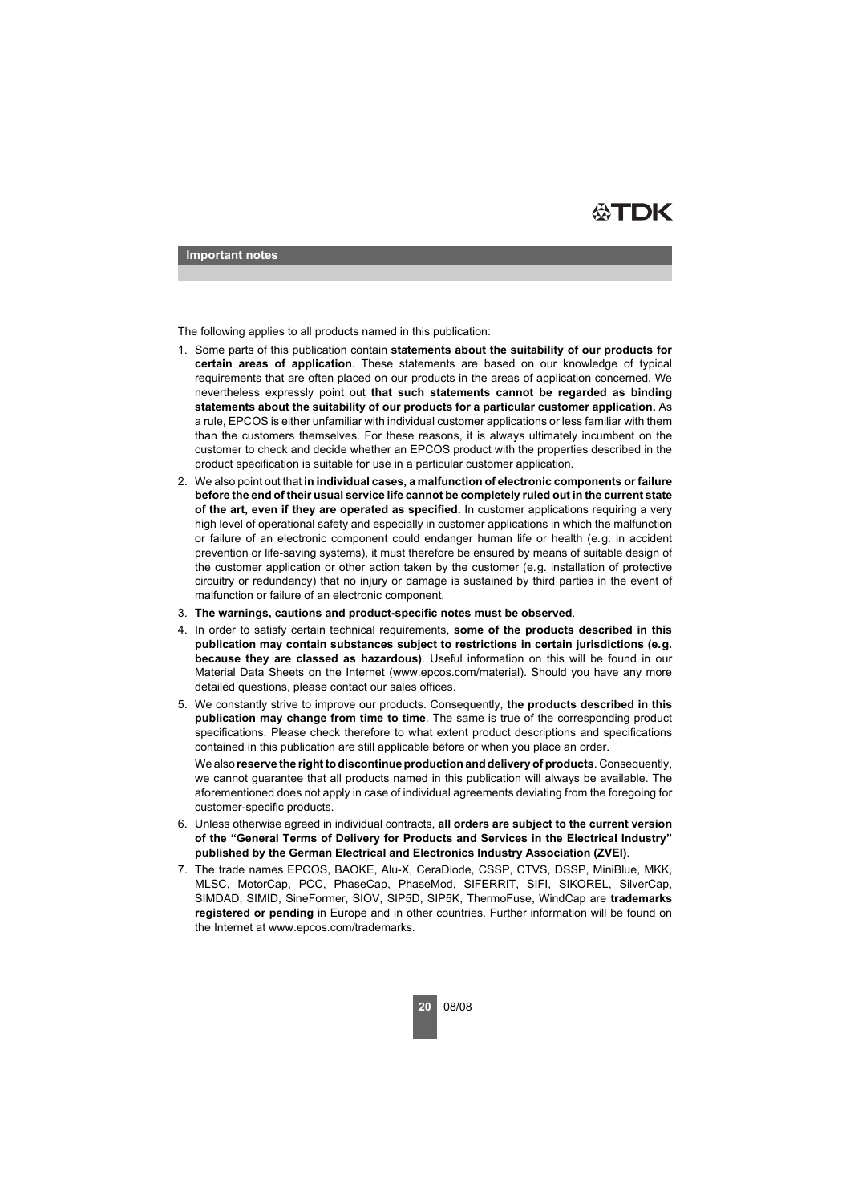## Important notes

The following applies to all products named in this publication:

1. Some parts of this publication contain **statements about the suitability of our products for certain areas of application**. These statements are based on our knowledge of typical requirements that are often placed on our products in the areas of application concerned. We nevertheless expressly point out **that such statements cannot be regarded as binding statements about the suitability of our products for a particular customer application.** As a rule, EPCOS is either unfamiliar with individual customer applications or less familiar with them than the customers themselves. For these reasons, it is always ultimately incumbent on the customer to check and decide whether an EPCOS product with the properties described in the product specification is suitable for use in a particular customer application.
2. We also point out that **in individual cases, a malfunction of electronic components or failure before the end of their usual service life cannot be completely ruled out in the current state of the art, even if they are operated as specified.** In customer applications requiring a very high level of operational safety and especially in customer applications in which the malfunction or failure of an electronic component could endanger human life or health (e.g. in accident prevention or life-saving systems), it must therefore be ensured by means of suitable design of the customer application or other action taken by the customer (e.g. installation of protective circuitry or redundancy) that no injury or damage is sustained by third parties in the event of malfunction or failure of an electronic component.
3. **The warnings, cautions and product-specific notes must be observed**.
4. In order to satisfy certain technical requirements, **some of the products described in this publication may contain substances subject to restrictions in certain jurisdictions (e.g. because they are classed as hazardous)**. Useful information on this will be found in our Material Data Sheets on the Internet (www.epcos.com/material). Should you have any more detailed questions, please contact our sales offices.
5. We constantly strive to improve our products. Consequently, **the products described in this publication may change from time to time**. The same is true of the corresponding product specifications. Please check therefore to what extent product descriptions and specifications contained in this publication are still applicable before or when you place an order.

   We also **reserve the right to discontinue production and delivery of products**. Consequently, we cannot guarantee that all products named in this publication will always be available. The aforementioned does not apply in case of individual agreements deviating from the foregoing for customer-specific products.
6. Unless otherwise agreed in individual contracts, **all orders are subject to the current version of the "General Terms of Delivery for Products and Services in the Electrical Industry" published by the German Electrical and Electronics Industry Association (ZVEI)**.
7. The trade names EPCOS, BAOKE, Alu-X, CeraDiode, CSSP, CTVS, DSSP, MiniBlue, MKK, MLSC, MotorCap, PCC, PhaseCap, PhaseMod, SIFERRIT, SIFI, SIKOREL, SilverCap, SIMDAD, SIMID, SineFormer, SIOV, SIP5D, SIP5K, ThermoFuse, WindCap are **trademarks registered or pending** in Europe and in other countries. Further information will be found on the Internet at www.epcos.com/trademarks.

08/08